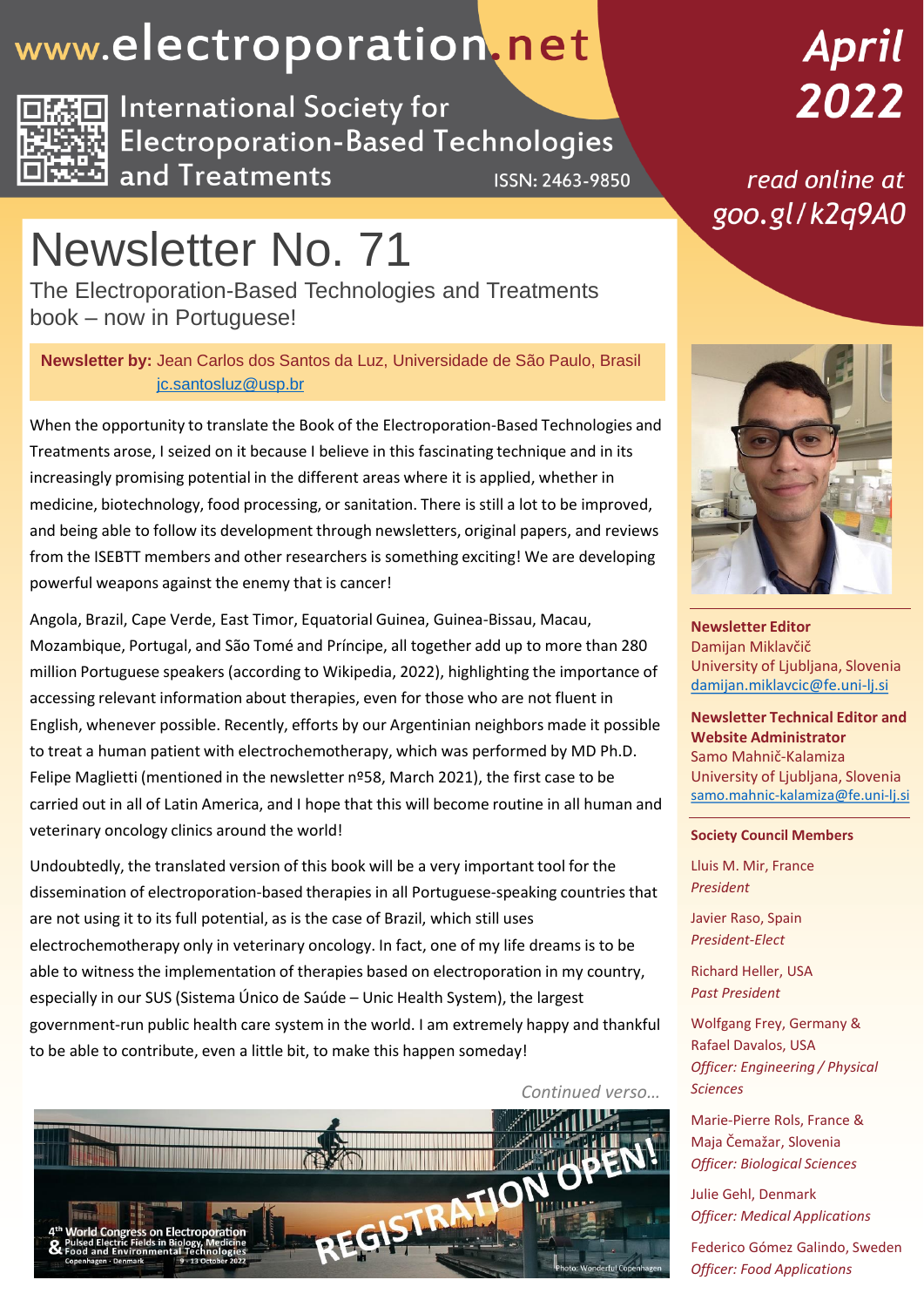# www.electroporation.net

International Society for Electroporation-Based Technologies and Treatments

ISSN: 2463-9850

**April 2022**

read online at goo.gl/k2q9A0

# Newsletter No. 71

## The Electroporation-Based Technologies and Treatments book – now in Portuguese!

**Newsletter by:** Jean Carlos dos Santos da Luz, Universidade de São Paulo, Brasil
jc.santosluz@usp.br

When the opportunity to translate the Book of the Electroporation-Based Technologies and Treatments arose, I seized on it because I believe in this fascinating technique and in its increasingly promising potential in the different areas where it is applied, whether in medicine, biotechnology, food processing, or sanitation. There is still a lot to be improved, and being able to follow its development through newsletters, original papers, and reviews from the ISEBTT members and other researchers is something exciting! We are developing powerful weapons against the enemy that is cancer!

Angola, Brazil, Cape Verde, East Timor, Equatorial Guinea, Guinea-Bissau, Macau, Mozambique, Portugal, and São Tomé and Príncipe, all together add up to more than 280 million Portuguese speakers (according to Wikipedia, 2022), highlighting the importance of accessing relevant information about therapies, even for those who are not fluent in English, whenever possible. Recently, efforts by our Argentinian neighbors made it possible to treat a human patient with electrochemotherapy, which was performed by MD Ph.D. Felipe Maglietti (mentioned in the newsletter nº58, March 2021), the first case to be carried out in all of Latin America, and I hope that this will become routine in all human and veterinary oncology clinics around the world!

Undoubtedly, the translated version of this book will be a very important tool for the dissemination of electroporation-based therapies in all Portuguese-speaking countries that are not using it to its full potential, as is the case of Brazil, which still uses electrochemotherapy only in veterinary oncology. In fact, one of my life dreams is to be able to witness the implementation of therapies based on electroporation in my country, especially in our SUS (Sistema Único de Saúde – Unic Health System), the largest government-run public health care system in the world. I am extremely happy and thankful to be able to contribute, even a little bit, to make this happen someday!

*Continued verso…*

4th World Congress on Electroporation & Pulsed Electric Fields in Biology, Medicine Food and Environmental Technologies
Copenhagen · Denmark 9 - 13 October 2022
REGISTRATION OPEN!
Photo: Wonderful Copenhagen

---

**Newsletter Editor**
Damijan Miklavčič
University of Ljubljana, Slovenia
damijan.miklavcic@fe.uni-lj.si

**Newsletter Technical Editor and Website Administrator**
Samo Mahnič-Kalamiza
University of Ljubljana, Slovenia
samo.mahnic-kalamiza@fe.uni-lj.si

**Society Council Members**

Lluis M. Mir, France
*President*

Javier Raso, Spain
*President-Elect*

Richard Heller, USA
*Past President*

Wolfgang Frey, Germany & Rafael Davalos, USA
*Officer: Engineering / Physical Sciences*

Marie-Pierre Rols, France & Maja Čemažar, Slovenia
*Officer: Biological Sciences*

Julie Gehl, Denmark
*Officer: Medical Applications*

Federico Gómez Galindo, Sweden
*Officer: Food Applications*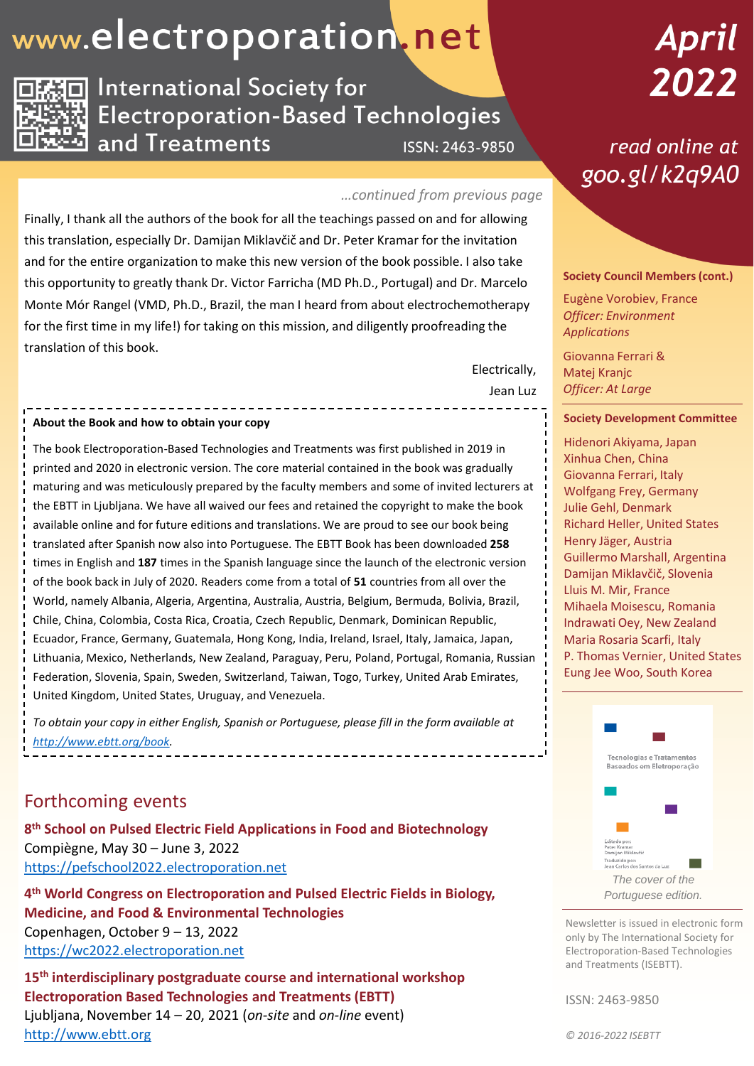*...continued from previous page*

Finally, I thank all the authors of the book for all the teachings passed on and for allowing this translation, especially Dr. Damijan Miklavčič and Dr. Peter Kramar for the invitation and for the entire organization to make this new version of the book possible. I also take this opportunity to greatly thank Dr. Victor Farricha (MD Ph.D., Portugal) and Dr. Marcelo Monte Mór Rangel (VMD, Ph.D., Brazil, the man I heard from about electrochemotherapy for the first time in my life!) for taking on this mission, and diligently proofreading the translation of this book.

Electrically,
Jean Luz

**About the Book and how to obtain your copy**

The book Electroporation-Based Technologies and Treatments was first published in 2019 in printed and 2020 in electronic version. The core material contained in the book was gradually maturing and was meticulously prepared by the faculty members and some of invited lecturers at the EBTT in Ljubljana. We have all waived our fees and retained the copyright to make the book available online and for future editions and translations. We are proud to see our book being translated after Spanish now also into Portuguese. The EBTT Book has been downloaded **258** times in English and **187** times in the Spanish language since the launch of the electronic version of the book back in July of 2020. Readers come from a total of **51** countries from all over the World, namely Albania, Algeria, Argentina, Australia, Austria, Belgium, Bermuda, Bolivia, Brazil, Chile, China, Colombia, Costa Rica, Croatia, Czech Republic, Denmark, Dominican Republic, Ecuador, France, Germany, Guatemala, Hong Kong, India, Ireland, Israel, Italy, Jamaica, Japan, Lithuania, Mexico, Netherlands, New Zealand, Paraguay, Peru, Poland, Portugal, Romania, Russian Federation, Slovenia, Spain, Sweden, Switzerland, Taiwan, Togo, Turkey, United Arab Emirates, United Kingdom, United States, Uruguay, and Venezuela.

*To obtain your copy in either English, Spanish or Portuguese, please fill in the form available at [http://www.ebtt.org/book](http://www.ebtt.org/book).*

## Forthcoming events

**8th School on Pulsed Electric Field Applications in Food and Biotechnology**
Compiègne, May 30 – June 3, 2022
https://pefschool2022.electroporation.net

**4th World Congress on Electroporation and Pulsed Electric Fields in Biology, Medicine, and Food & Environmental Technologies**
Copenhagen, October 9 – 13, 2022
https://wc2022.electroporation.net

**15th interdisciplinary postgraduate course and international workshop Electroporation Based Technologies and Treatments (EBTT)**
Ljubljana, November 14 – 20, 2021 (*on-site* and *on-line* event)
http://www.ebtt.org

**Society Council Members (cont.)**

Eugène Vorobiev, France
*Officer: Environment Applications*

Giovanna Ferrari & Matej Kranjc
*Officer: At Large*

**Society Development Committee**

Hidenori Akiyama, Japan
Xinhua Chen, China
Giovanna Ferrari, Italy
Wolfgang Frey, Germany
Julie Gehl, Denmark
Richard Heller, United States
Henry Jäger, Austria
Guillermo Marshall, Argentina
Damijan Miklavčič, Slovenia
Lluis M. Mir, France
Mihaela Moisescu, Romania
Indrawati Oey, New Zealand
Maria Rosaria Scarfi, Italy
P. Thomas Vernier, United States
Eung Jee Woo, South Korea

*The cover of the Portuguese edition.*

Newsletter is issued in electronic form only by The International Society for Electroporation-Based Technologies and Treatments (ISEBTT).

ISSN: 2463-9850

*© 2016-2022 ISEBTT*